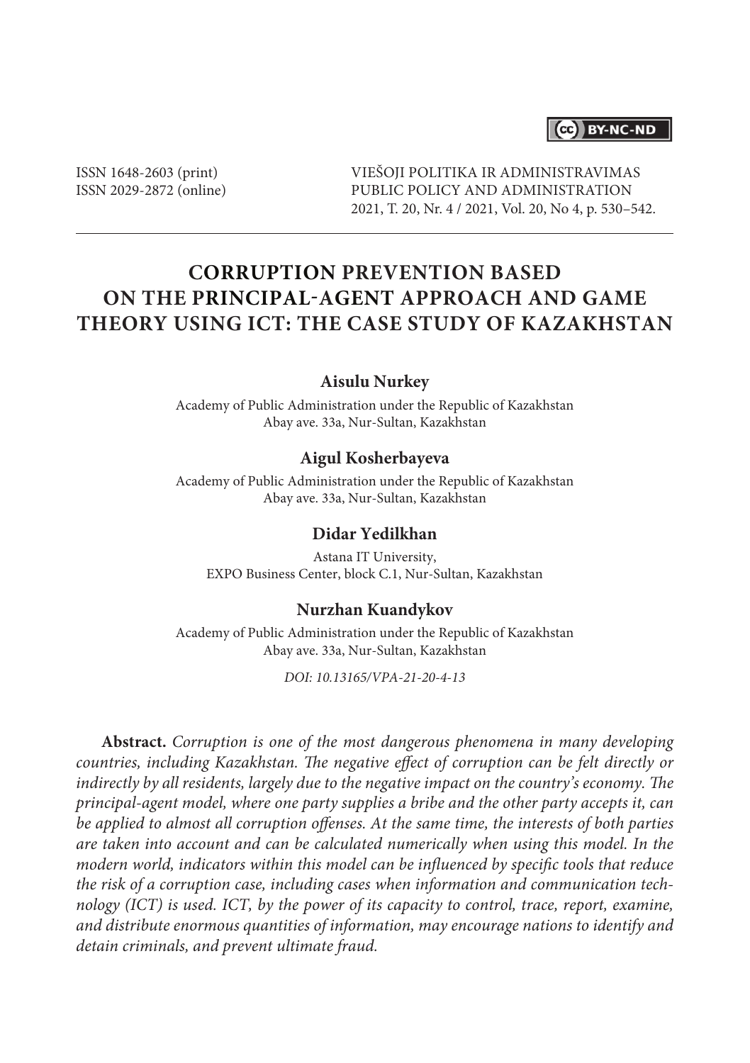ISSN 1648-2603 (print)
ISSN 2029-2872 (online)

VIEŠOJI POLITIKA IR ADMINISTRAVIMAS
PUBLIC POLICY AND ADMINISTRATION
2021, T. 20, Nr. 4 / 2021, Vol. 20, No 4, p. 530–542.

# CORRUPTION PREVENTION BASED ON THE PRINCIPAL-AGENT APPROACH AND GAME THEORY USING ICT: THE CASE STUDY OF KAZAKHSTAN

**Aisulu Nurkey**

Academy of Public Administration under the Republic of Kazakhstan
Abay ave. 33a, Nur-Sultan, Kazakhstan

**Aigul Kosherbayeva**

Academy of Public Administration under the Republic of Kazakhstan
Abay ave. 33a, Nur-Sultan, Kazakhstan

**Didar Yedilkhan**

Astana IT University,
EXPO Business Center, block C.1, Nur-Sultan, Kazakhstan

**Nurzhan Kuandykov**

Academy of Public Administration under the Republic of Kazakhstan
Abay ave. 33a, Nur-Sultan, Kazakhstan

*DOI: 10.13165/VPA-21-20-4-13*

**Abstract.** *Corruption is one of the most dangerous phenomena in many developing countries, including Kazakhstan. The negative effect of corruption can be felt directly or indirectly by all residents, largely due to the negative impact on the country's economy. The principal-agent model, where one party supplies a bribe and the other party accepts it, can be applied to almost all corruption offenses. At the same time, the interests of both parties are taken into account and can be calculated numerically when using this model. In the modern world, indicators within this model can be influenced by specific tools that reduce the risk of a corruption case, including cases when information and communication technology (ICT) is used. ICT, by the power of its capacity to control, trace, report, examine, and distribute enormous quantities of information, may encourage nations to identify and detain criminals, and prevent ultimate fraud.*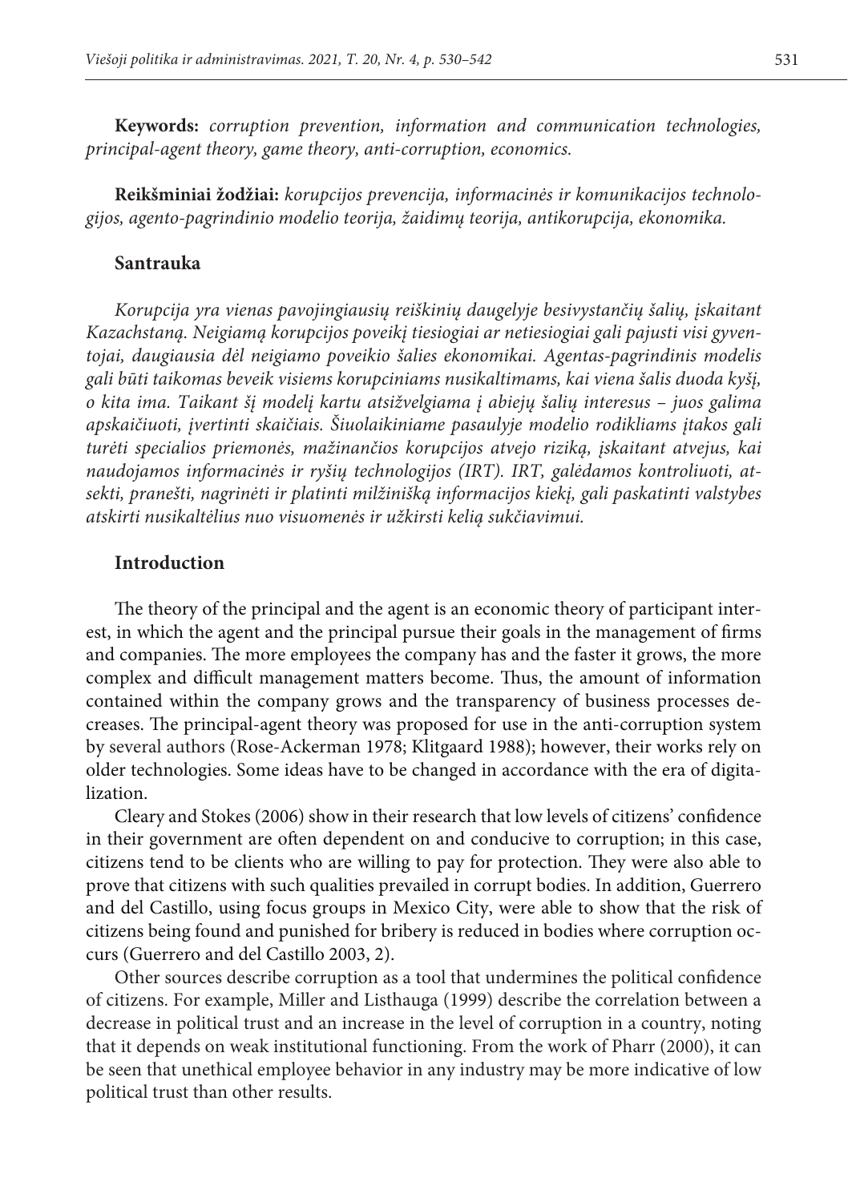**Keywords:** *corruption prevention, information and communication technologies, principal-agent theory, game theory, anti-corruption, economics.*

**Reikšminiai žodžiai:** *korupcijos prevencija, informacinės ir komunikacijos technologijos, agento-pagrindinio modelio teorija, žaidimų teorija, antikorupcija, ekonomika.*

## Santrauka

*Korupcija yra vienas pavojingiausių reiškinių daugelyje besivystančių šalių, įskaitant Kazachstaną. Neigiamą korupcijos poveikį tiesiogiai ar netiesiogiai gali pajusti visi gyventojai, daugiausia dėl neigiamo poveikio šalies ekonomikai. Agentas-pagrindinis modelis gali būti taikomas beveik visiems korupciniams nusikaltimams, kai viena šalis duoda kyšį, o kita ima. Taikant šį modelį kartu atsižvelgiama į abiejų šalių interesus – juos galima apskaičiuoti, įvertinti skaičiais. Šiuolaikiniame pasaulyje modelio rodikliams įtakos gali turėti specialios priemonės, mažinančios korupcijos atvejo riziką, įskaitant atvejus, kai naudojamos informacinės ir ryšių technologijos (IRT). IRT, galėdamos kontroliuoti, atsekti, pranešti, nagrinėti ir platinti milžinišką informacijos kiekį, gali paskatinti valstybes atskirti nusikaltėlius nuo visuomenės ir užkirsti kelią sukčiavimui.*

## Introduction

The theory of the principal and the agent is an economic theory of participant interest, in which the agent and the principal pursue their goals in the management of firms and companies. The more employees the company has and the faster it grows, the more complex and difficult management matters become. Thus, the amount of information contained within the company grows and the transparency of business processes decreases. The principal-agent theory was proposed for use in the anti-corruption system by several authors (Rose-Ackerman 1978; Klitgaard 1988); however, their works rely on older technologies. Some ideas have to be changed in accordance with the era of digitalization.

Cleary and Stokes (2006) show in their research that low levels of citizens' confidence in their government are often dependent on and conducive to corruption; in this case, citizens tend to be clients who are willing to pay for protection. They were also able to prove that citizens with such qualities prevailed in corrupt bodies. In addition, Guerrero and del Castillo, using focus groups in Mexico City, were able to show that the risk of citizens being found and punished for bribery is reduced in bodies where corruption occurs (Guerrero and del Castillo 2003, 2).

Other sources describe corruption as a tool that undermines the political confidence of citizens. For example, Miller and Listhauga (1999) describe the correlation between a decrease in political trust and an increase in the level of corruption in a country, noting that it depends on weak institutional functioning. From the work of Pharr (2000), it can be seen that unethical employee behavior in any industry may be more indicative of low political trust than other results.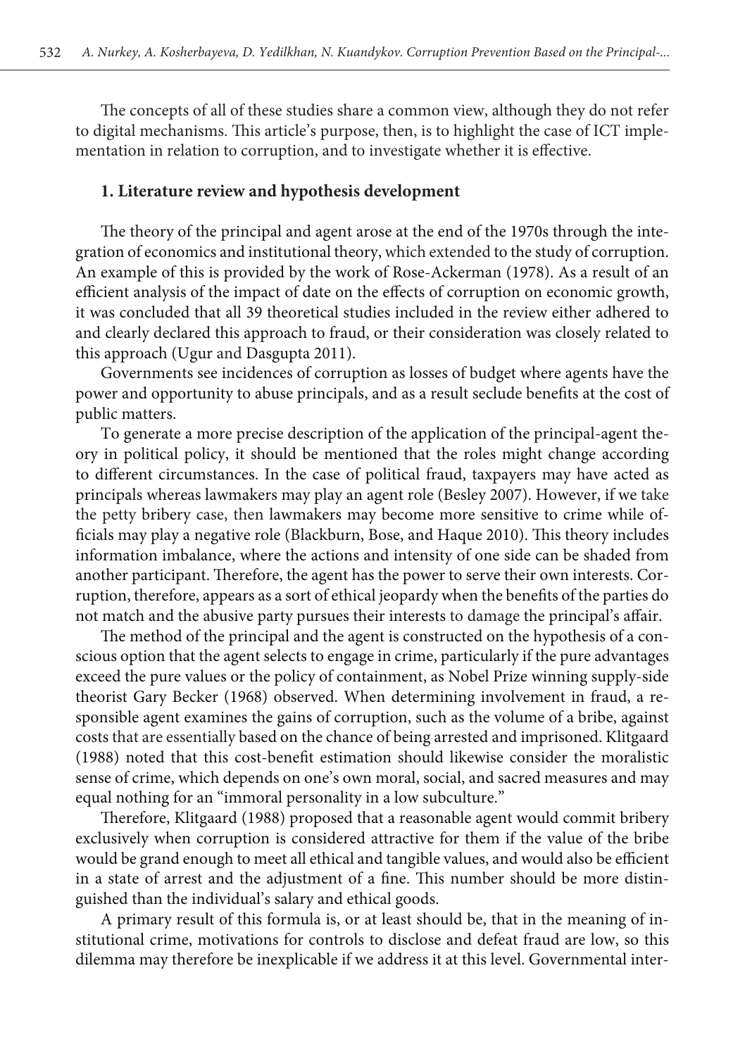The concepts of all of these studies share a common view, although they do not refer to digital mechanisms. This article's purpose, then, is to highlight the case of ICT implementation in relation to corruption, and to investigate whether it is effective.

## 1. Literature review and hypothesis development

The theory of the principal and agent arose at the end of the 1970s through the integration of economics and institutional theory, which extended to the study of corruption. An example of this is provided by the work of Rose-Ackerman (1978). As a result of an efficient analysis of the impact of date on the effects of corruption on economic growth, it was concluded that all 39 theoretical studies included in the review either adhered to and clearly declared this approach to fraud, or their consideration was closely related to this approach (Ugur and Dasgupta 2011).

Governments see incidences of corruption as losses of budget where agents have the power and opportunity to abuse principals, and as a result seclude benefits at the cost of public matters.

To generate a more precise description of the application of the principal-agent theory in political policy, it should be mentioned that the roles might change according to different circumstances. In the case of political fraud, taxpayers may have acted as principals whereas lawmakers may play an agent role (Besley 2007). However, if we take the petty bribery case, then lawmakers may become more sensitive to crime while officials may play a negative role (Blackburn, Bose, and Haque 2010). This theory includes information imbalance, where the actions and intensity of one side can be shaded from another participant. Therefore, the agent has the power to serve their own interests. Corruption, therefore, appears as a sort of ethical jeopardy when the benefits of the parties do not match and the abusive party pursues their interests to damage the principal's affair.

The method of the principal and the agent is constructed on the hypothesis of a conscious option that the agent selects to engage in crime, particularly if the pure advantages exceed the pure values or the policy of containment, as Nobel Prize winning supply-side theorist Gary Becker (1968) observed. When determining involvement in fraud, a responsible agent examines the gains of corruption, such as the volume of a bribe, against costs that are essentially based on the chance of being arrested and imprisoned. Klitgaard (1988) noted that this cost-benefit estimation should likewise consider the moralistic sense of crime, which depends on one's own moral, social, and sacred measures and may equal nothing for an "immoral personality in a low subculture."

Therefore, Klitgaard (1988) proposed that a reasonable agent would commit bribery exclusively when corruption is considered attractive for them if the value of the bribe would be grand enough to meet all ethical and tangible values, and would also be efficient in a state of arrest and the adjustment of a fine. This number should be more distinguished than the individual's salary and ethical goods.

A primary result of this formula is, or at least should be, that in the meaning of institutional crime, motivations for controls to disclose and defeat fraud are low, so this dilemma may therefore be inexplicable if we address it at this level. Governmental inter-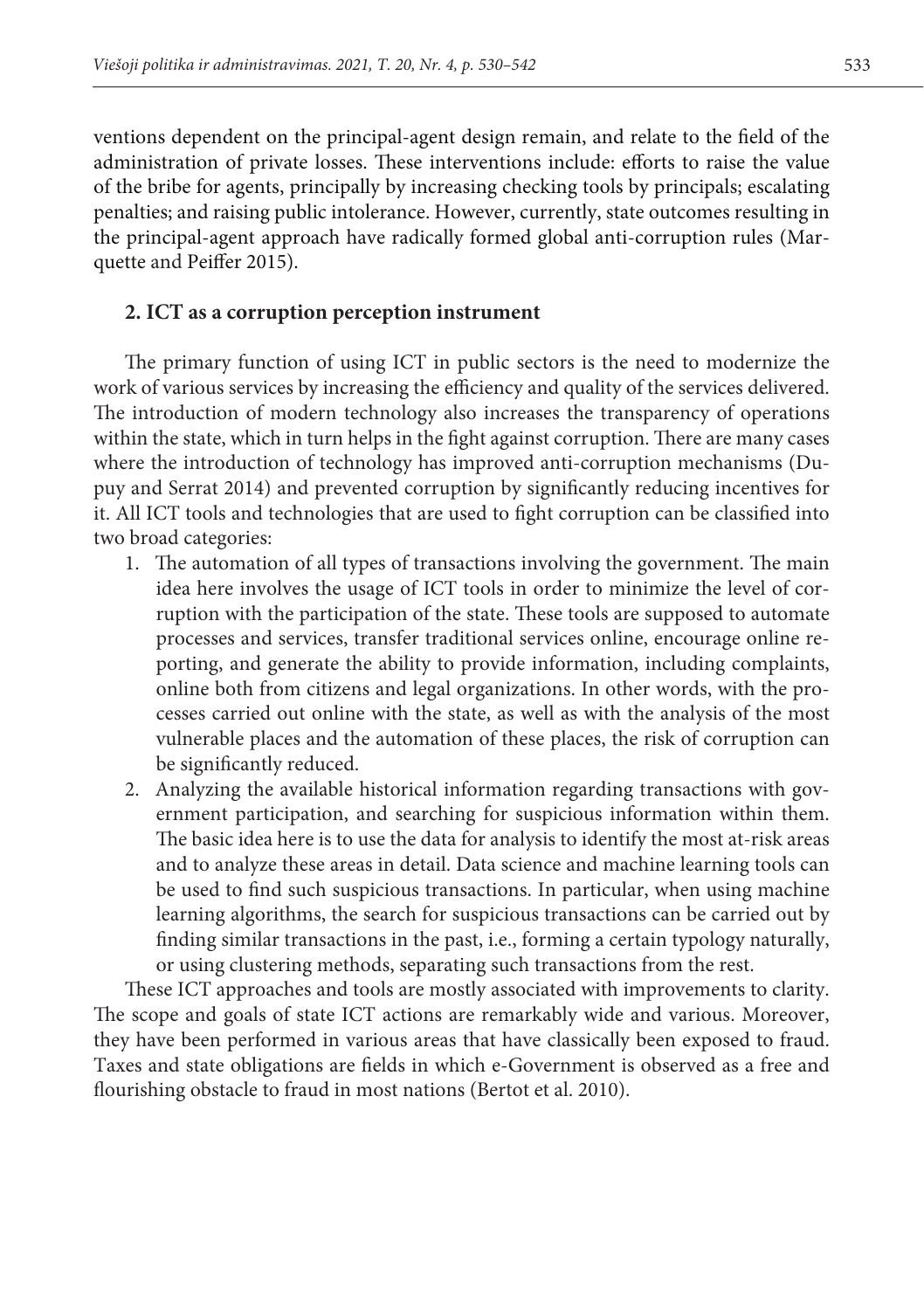ventions dependent on the principal-agent design remain, and relate to the field of the administration of private losses. These interventions include: efforts to raise the value of the bribe for agents, principally by increasing checking tools by principals; escalating penalties; and raising public intolerance. However, currently, state outcomes resulting in the principal-agent approach have radically formed global anti-corruption rules (Marquette and Peiffer 2015).

## 2. ICT as a corruption perception instrument

The primary function of using ICT in public sectors is the need to modernize the work of various services by increasing the efficiency and quality of the services delivered. The introduction of modern technology also increases the transparency of operations within the state, which in turn helps in the fight against corruption. There are many cases where the introduction of technology has improved anti-corruption mechanisms (Dupuy and Serrat 2014) and prevented corruption by significantly reducing incentives for it. All ICT tools and technologies that are used to fight corruption can be classified into two broad categories:

1. The automation of all types of transactions involving the government. The main idea here involves the usage of ICT tools in order to minimize the level of corruption with the participation of the state. These tools are supposed to automate processes and services, transfer traditional services online, encourage online reporting, and generate the ability to provide information, including complaints, online both from citizens and legal organizations. In other words, with the processes carried out online with the state, as well as with the analysis of the most vulnerable places and the automation of these places, the risk of corruption can be significantly reduced.
2. Analyzing the available historical information regarding transactions with government participation, and searching for suspicious information within them. The basic idea here is to use the data for analysis to identify the most at-risk areas and to analyze these areas in detail. Data science and machine learning tools can be used to find such suspicious transactions. In particular, when using machine learning algorithms, the search for suspicious transactions can be carried out by finding similar transactions in the past, i.e., forming a certain typology naturally, or using clustering methods, separating such transactions from the rest.

These ICT approaches and tools are mostly associated with improvements to clarity. The scope and goals of state ICT actions are remarkably wide and various. Moreover, they have been performed in various areas that have classically been exposed to fraud. Taxes and state obligations are fields in which e-Government is observed as a free and flourishing obstacle to fraud in most nations (Bertot et al. 2010).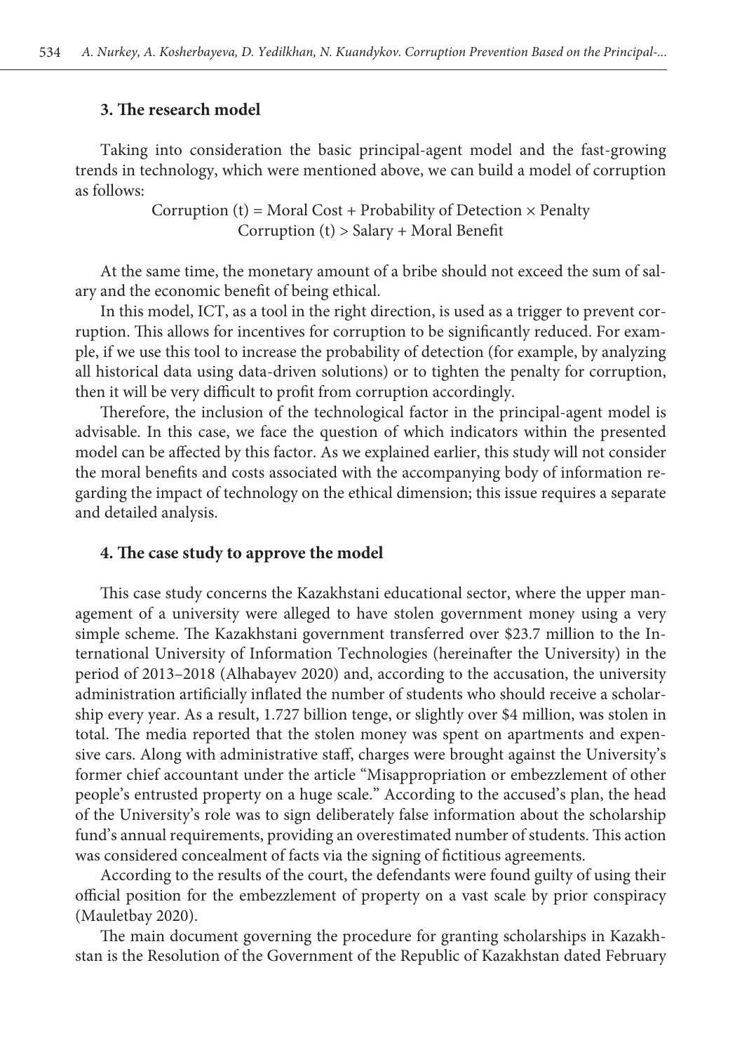### 3. The research model

Taking into consideration the basic principal-agent model and the fast-growing trends in technology, which were mentioned above, we can build a model of corruption as follows:

$$\text{Corruption (t)} = \text{Moral Cost} + \text{Probability of Detection} \times \text{Penalty}$$
$$\text{Corruption (t)} > \text{Salary} + \text{Moral Benefit}$$

At the same time, the monetary amount of a bribe should not exceed the sum of salary and the economic benefit of being ethical.

In this model, ICT, as a tool in the right direction, is used as a trigger to prevent corruption. This allows for incentives for corruption to be significantly reduced. For example, if we use this tool to increase the probability of detection (for example, by analyzing all historical data using data-driven solutions) or to tighten the penalty for corruption, then it will be very difficult to profit from corruption accordingly.

Therefore, the inclusion of the technological factor in the principal-agent model is advisable. In this case, we face the question of which indicators within the presented model can be affected by this factor. As we explained earlier, this study will not consider the moral benefits and costs associated with the accompanying body of information regarding the impact of technology on the ethical dimension; this issue requires a separate and detailed analysis.

### 4. The case study to approve the model

This case study concerns the Kazakhstani educational sector, where the upper management of a university were alleged to have stolen government money using a very simple scheme. The Kazakhstani government transferred over $23.7 million to the International University of Information Technologies (hereinafter the University) in the period of 2013–2018 (Alhabayev 2020) and, according to the accusation, the university administration artificially inflated the number of students who should receive a scholarship every year. As a result, 1.727 billion tenge, or slightly over $4 million, was stolen in total. The media reported that the stolen money was spent on apartments and expensive cars. Along with administrative staff, charges were brought against the University's former chief accountant under the article "Misappropriation or embezzlement of other people's entrusted property on a huge scale." According to the accused's plan, the head of the University's role was to sign deliberately false information about the scholarship fund's annual requirements, providing an overestimated number of students. This action was considered concealment of facts via the signing of fictitious agreements.

According to the results of the court, the defendants were found guilty of using their official position for the embezzlement of property on a vast scale by prior conspiracy (Mauletbay 2020).

The main document governing the procedure for granting scholarships in Kazakhstan is the Resolution of the Government of the Republic of Kazakhstan dated February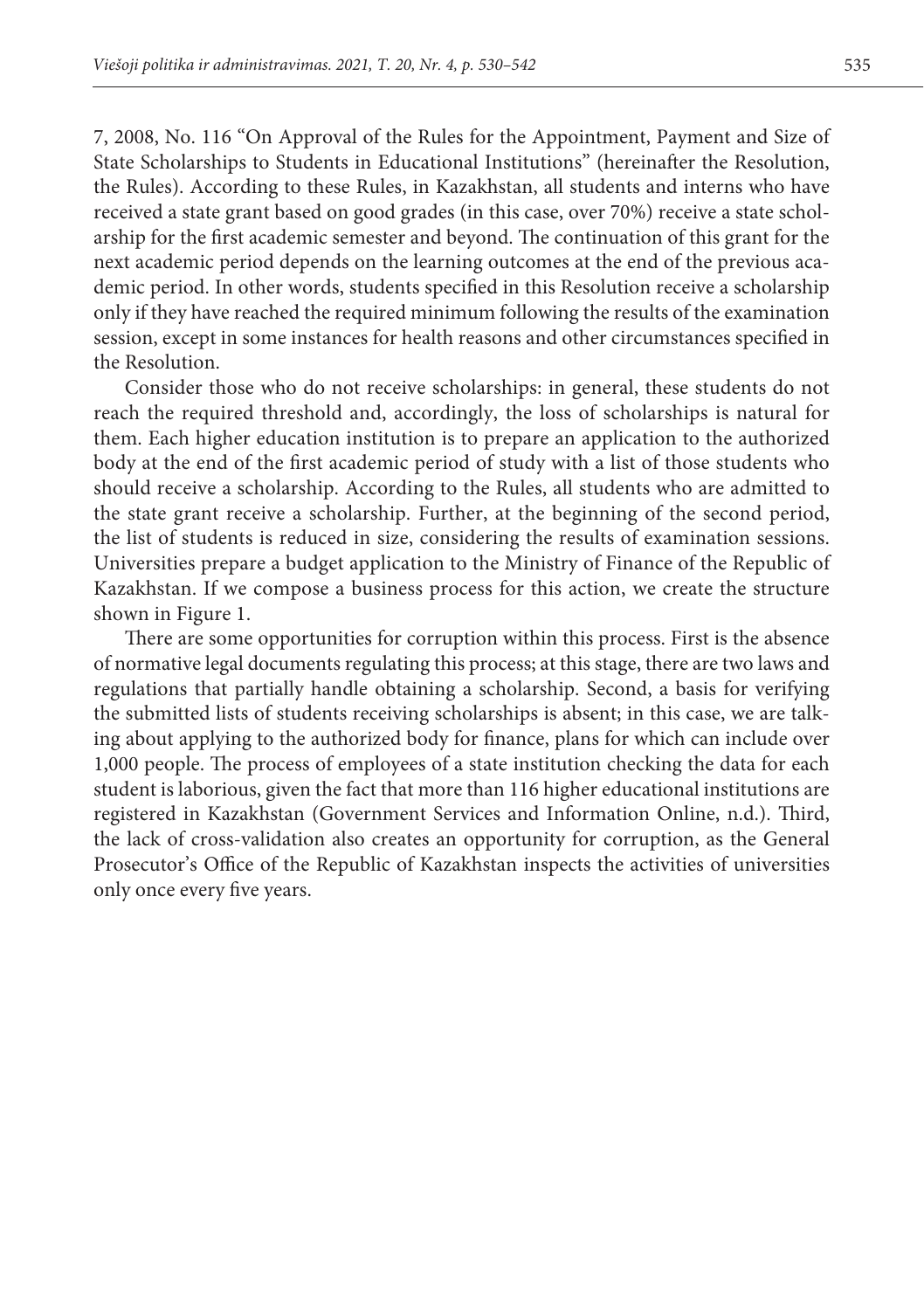7, 2008, No. 116 "On Approval of the Rules for the Appointment, Payment and Size of State Scholarships to Students in Educational Institutions" (hereinafter the Resolution, the Rules). According to these Rules, in Kazakhstan, all students and interns who have received a state grant based on good grades (in this case, over 70%) receive a state scholarship for the first academic semester and beyond. The continuation of this grant for the next academic period depends on the learning outcomes at the end of the previous academic period. In other words, students specified in this Resolution receive a scholarship only if they have reached the required minimum following the results of the examination session, except in some instances for health reasons and other circumstances specified in the Resolution.

Consider those who do not receive scholarships: in general, these students do not reach the required threshold and, accordingly, the loss of scholarships is natural for them. Each higher education institution is to prepare an application to the authorized body at the end of the first academic period of study with a list of those students who should receive a scholarship. According to the Rules, all students who are admitted to the state grant receive a scholarship. Further, at the beginning of the second period, the list of students is reduced in size, considering the results of examination sessions. Universities prepare a budget application to the Ministry of Finance of the Republic of Kazakhstan. If we compose a business process for this action, we create the structure shown in Figure 1.

There are some opportunities for corruption within this process. First is the absence of normative legal documents regulating this process; at this stage, there are two laws and regulations that partially handle obtaining a scholarship. Second, a basis for verifying the submitted lists of students receiving scholarships is absent; in this case, we are talking about applying to the authorized body for finance, plans for which can include over 1,000 people. The process of employees of a state institution checking the data for each student is laborious, given the fact that more than 116 higher educational institutions are registered in Kazakhstan (Government Services and Information Online, n.d.). Third, the lack of cross-validation also creates an opportunity for corruption, as the General Prosecutor's Office of the Republic of Kazakhstan inspects the activities of universities only once every five years.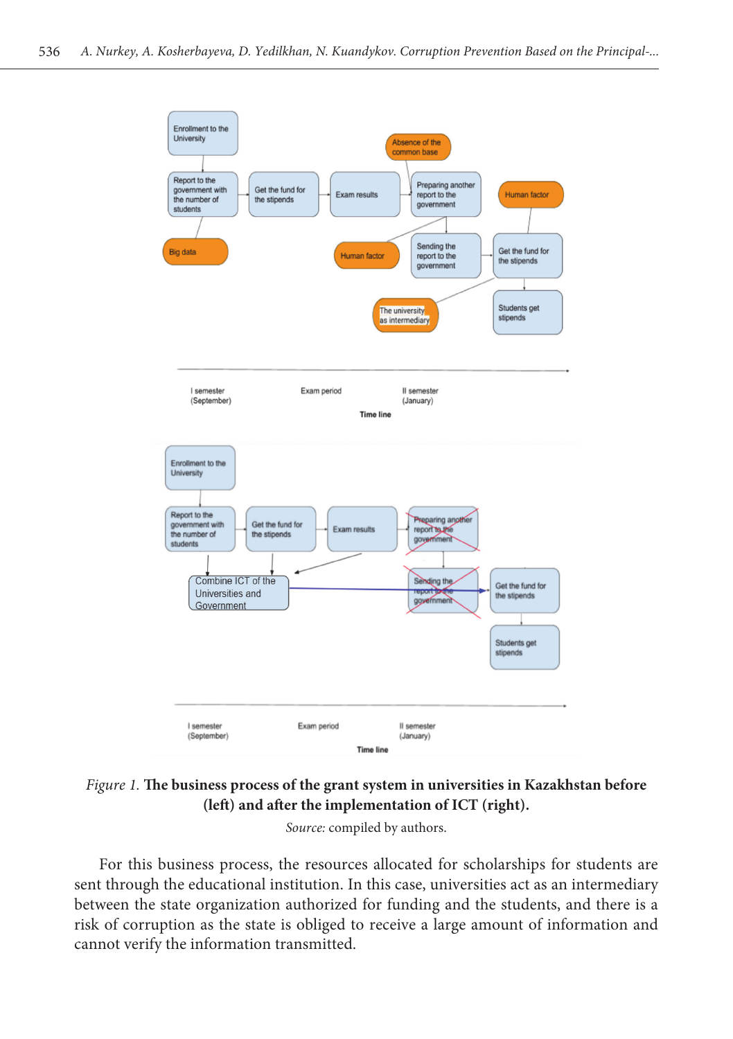*Figure 1.* **The business process of the grant system in universities in Kazakhstan before (left) and after the implementation of ICT (right).**

*Source:* compiled by authors.

For this business process, the resources allocated for scholarships for students are sent through the educational institution. In this case, universities act as an intermediary between the state organization authorized for funding and the students, and there is a risk of corruption as the state is obliged to receive a large amount of information and cannot verify the information transmitted.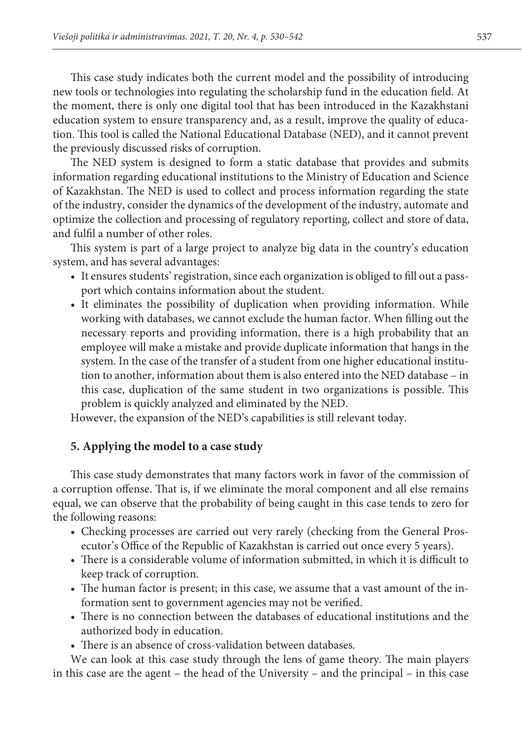This case study indicates both the current model and the possibility of introducing new tools or technologies into regulating the scholarship fund in the education field. At the moment, there is only one digital tool that has been introduced in the Kazakhstani education system to ensure transparency and, as a result, improve the quality of education. This tool is called the National Educational Database (NED), and it cannot prevent the previously discussed risks of corruption.

The NED system is designed to form a static database that provides and submits information regarding educational institutions to the Ministry of Education and Science of Kazakhstan. The NED is used to collect and process information regarding the state of the industry, consider the dynamics of the development of the industry, automate and optimize the collection and processing of regulatory reporting, collect and store of data, and fulfil a number of other roles.

This system is part of a large project to analyze big data in the country's education system, and has several advantages:

- It ensures students' registration, since each organization is obliged to fill out a passport which contains information about the student.
- It eliminates the possibility of duplication when providing information. While working with databases, we cannot exclude the human factor. When filling out the necessary reports and providing information, there is a high probability that an employee will make a mistake and provide duplicate information that hangs in the system. In the case of the transfer of a student from one higher educational institution to another, information about them is also entered into the NED database – in this case, duplication of the same student in two organizations is possible. This problem is quickly analyzed and eliminated by the NED.

However, the expansion of the NED's capabilities is still relevant today.

## 5. Applying the model to a case study

This case study demonstrates that many factors work in favor of the commission of a corruption offense. That is, if we eliminate the moral component and all else remains equal, we can observe that the probability of being caught in this case tends to zero for the following reasons:

- Checking processes are carried out very rarely (checking from the General Prosecutor's Office of the Republic of Kazakhstan is carried out once every 5 years).
- There is a considerable volume of information submitted, in which it is difficult to keep track of corruption.
- The human factor is present; in this case, we assume that a vast amount of the information sent to government agencies may not be verified.
- There is no connection between the databases of educational institutions and the authorized body in education.
- There is an absence of cross-validation between databases.

We can look at this case study through the lens of game theory. The main players in this case are the agent – the head of the University – and the principal – in this case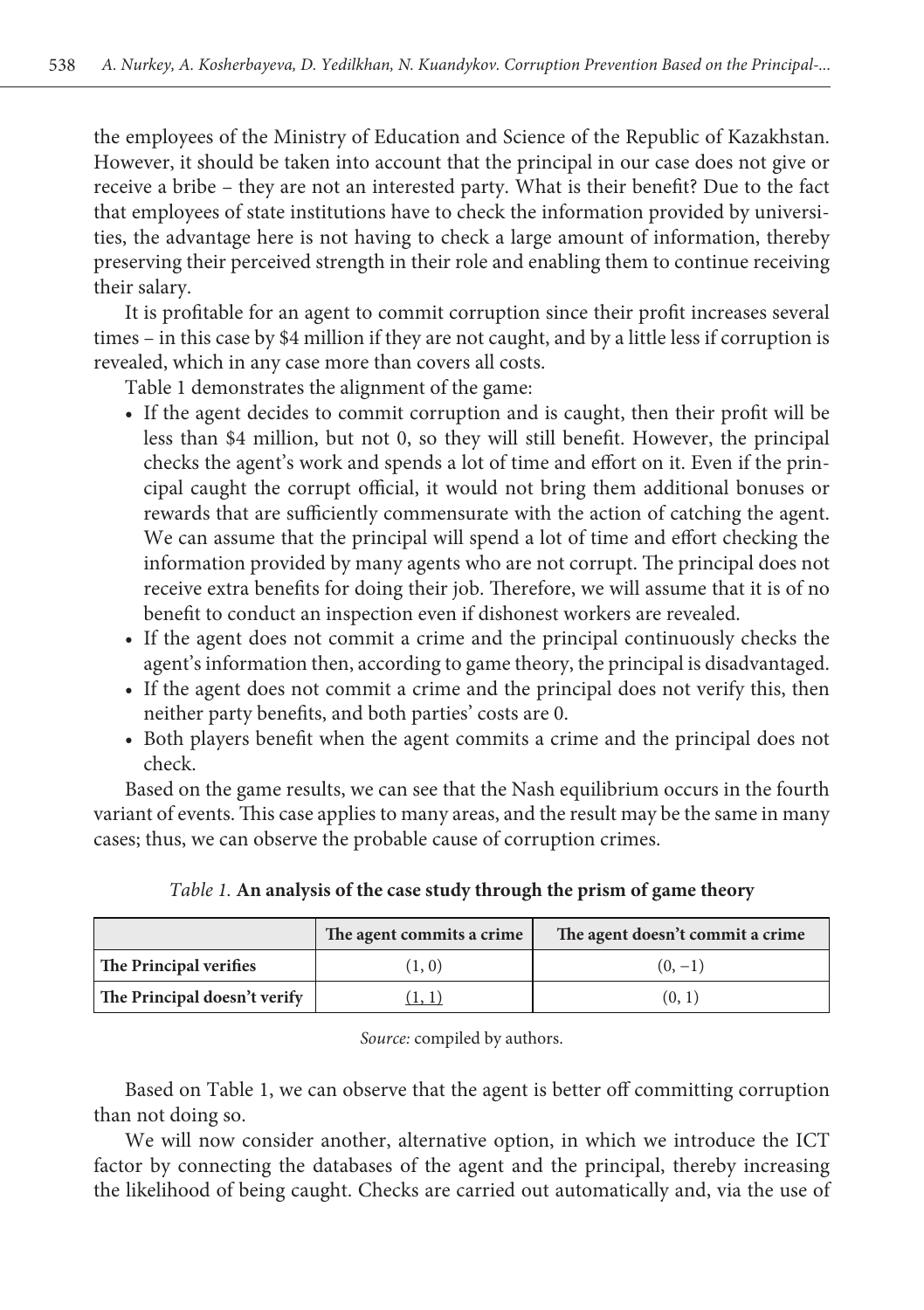the employees of the Ministry of Education and Science of the Republic of Kazakhstan. However, it should be taken into account that the principal in our case does not give or receive a bribe – they are not an interested party. What is their benefit? Due to the fact that employees of state institutions have to check the information provided by universities, the advantage here is not having to check a large amount of information, thereby preserving their perceived strength in their role and enabling them to continue receiving their salary.

It is profitable for an agent to commit corruption since their profit increases several times – in this case by $4 million if they are not caught, and by a little less if corruption is revealed, which in any case more than covers all costs.

Table 1 demonstrates the alignment of the game:

- If the agent decides to commit corruption and is caught, then their profit will be less than $4 million, but not 0, so they will still benefit. However, the principal checks the agent's work and spends a lot of time and effort on it. Even if the principal caught the corrupt official, it would not bring them additional bonuses or rewards that are sufficiently commensurate with the action of catching the agent. We can assume that the principal will spend a lot of time and effort checking the information provided by many agents who are not corrupt. The principal does not receive extra benefits for doing their job. Therefore, we will assume that it is of no benefit to conduct an inspection even if dishonest workers are revealed.
- If the agent does not commit a crime and the principal continuously checks the agent's information then, according to game theory, the principal is disadvantaged.
- If the agent does not commit a crime and the principal does not verify this, then neither party benefits, and both parties' costs are 0.
- Both players benefit when the agent commits a crime and the principal does not check.

Based on the game results, we can see that the Nash equilibrium occurs in the fourth variant of events. This case applies to many areas, and the result may be the same in many cases; thus, we can observe the probable cause of corruption crimes.

*Table 1.* **An analysis of the case study through the prism of game theory**

| | The agent commits a crime | The agent doesn't commit a crime |
|---|---|---|
| **The Principal verifies** | (1, 0) | (0, −1) |
| **The Principal doesn't verify** | <u>(1, 1)</u> | (0, 1) |

*Source:* compiled by authors.

Based on Table 1, we can observe that the agent is better off committing corruption than not doing so.

We will now consider another, alternative option, in which we introduce the ICT factor by connecting the databases of the agent and the principal, thereby increasing the likelihood of being caught. Checks are carried out automatically and, via the use of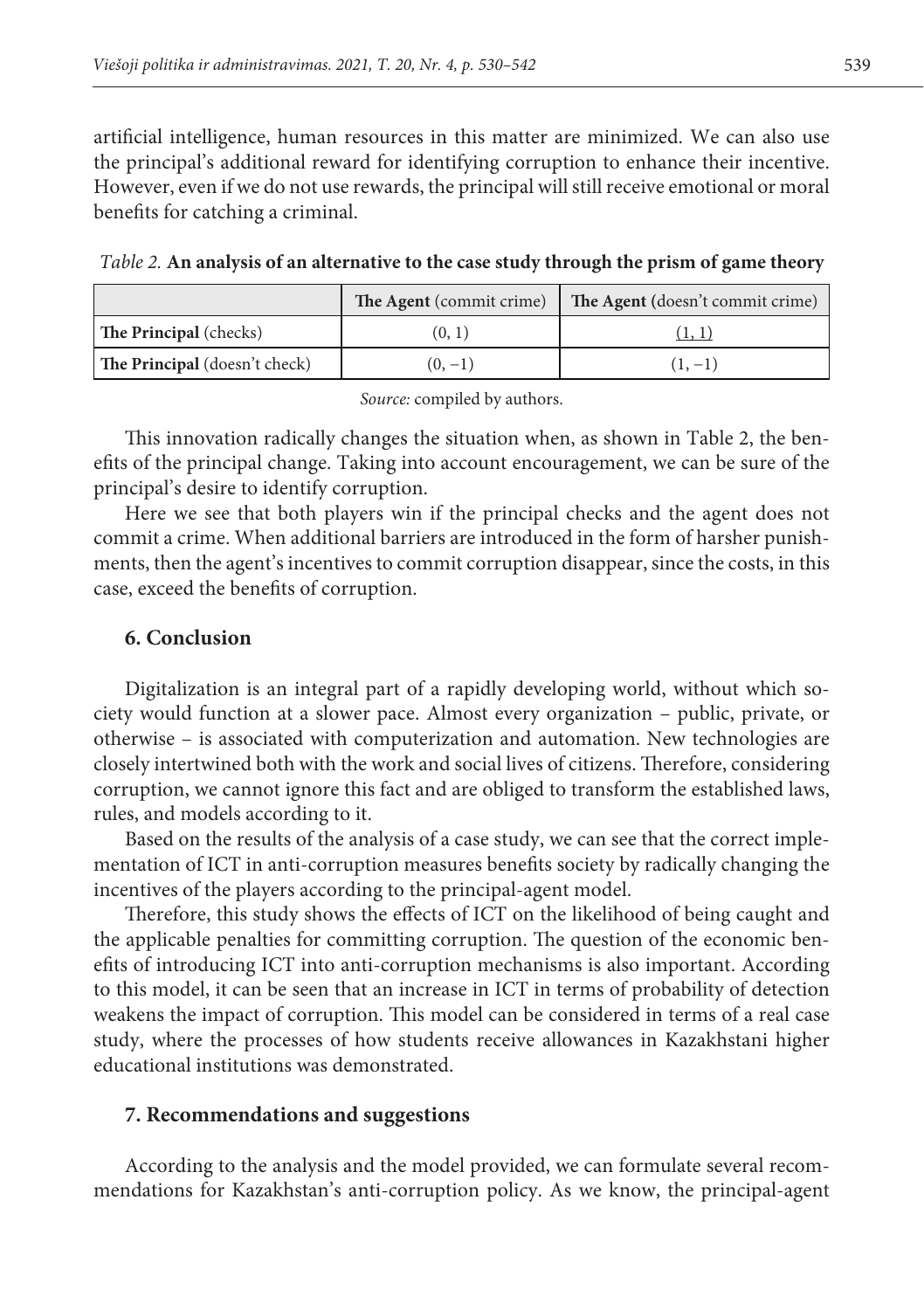artificial intelligence, human resources in this matter are minimized. We can also use the principal's additional reward for identifying corruption to enhance their incentive. However, even if we do not use rewards, the principal will still receive emotional or moral benefits for catching a criminal.

*Table 2.* **An analysis of an alternative to the case study through the prism of game theory**

| | **The Agent** (commit crime) | **The Agent** (doesn't commit crime) |
|---|---|---|
| **The Principal** (checks) | (0, 1) | <u>(1, 1)</u> |
| **The Principal** (doesn't check) | (0, −1) | (1, −1) |

*Source:* compiled by authors.

This innovation radically changes the situation when, as shown in Table 2, the benefits of the principal change. Taking into account encouragement, we can be sure of the principal's desire to identify corruption.

Here we see that both players win if the principal checks and the agent does not commit a crime. When additional barriers are introduced in the form of harsher punishments, then the agent's incentives to commit corruption disappear, since the costs, in this case, exceed the benefits of corruption.

## 6. Conclusion

Digitalization is an integral part of a rapidly developing world, without which society would function at a slower pace. Almost every organization – public, private, or otherwise – is associated with computerization and automation. New technologies are closely intertwined both with the work and social lives of citizens. Therefore, considering corruption, we cannot ignore this fact and are obliged to transform the established laws, rules, and models according to it.

Based on the results of the analysis of a case study, we can see that the correct implementation of ICT in anti-corruption measures benefits society by radically changing the incentives of the players according to the principal-agent model.

Therefore, this study shows the effects of ICT on the likelihood of being caught and the applicable penalties for committing corruption. The question of the economic benefits of introducing ICT into anti-corruption mechanisms is also important. According to this model, it can be seen that an increase in ICT in terms of probability of detection weakens the impact of corruption. This model can be considered in terms of a real case study, where the processes of how students receive allowances in Kazakhstani higher educational institutions was demonstrated.

## 7. Recommendations and suggestions

According to the analysis and the model provided, we can formulate several recommendations for Kazakhstan's anti-corruption policy. As we know, the principal-agent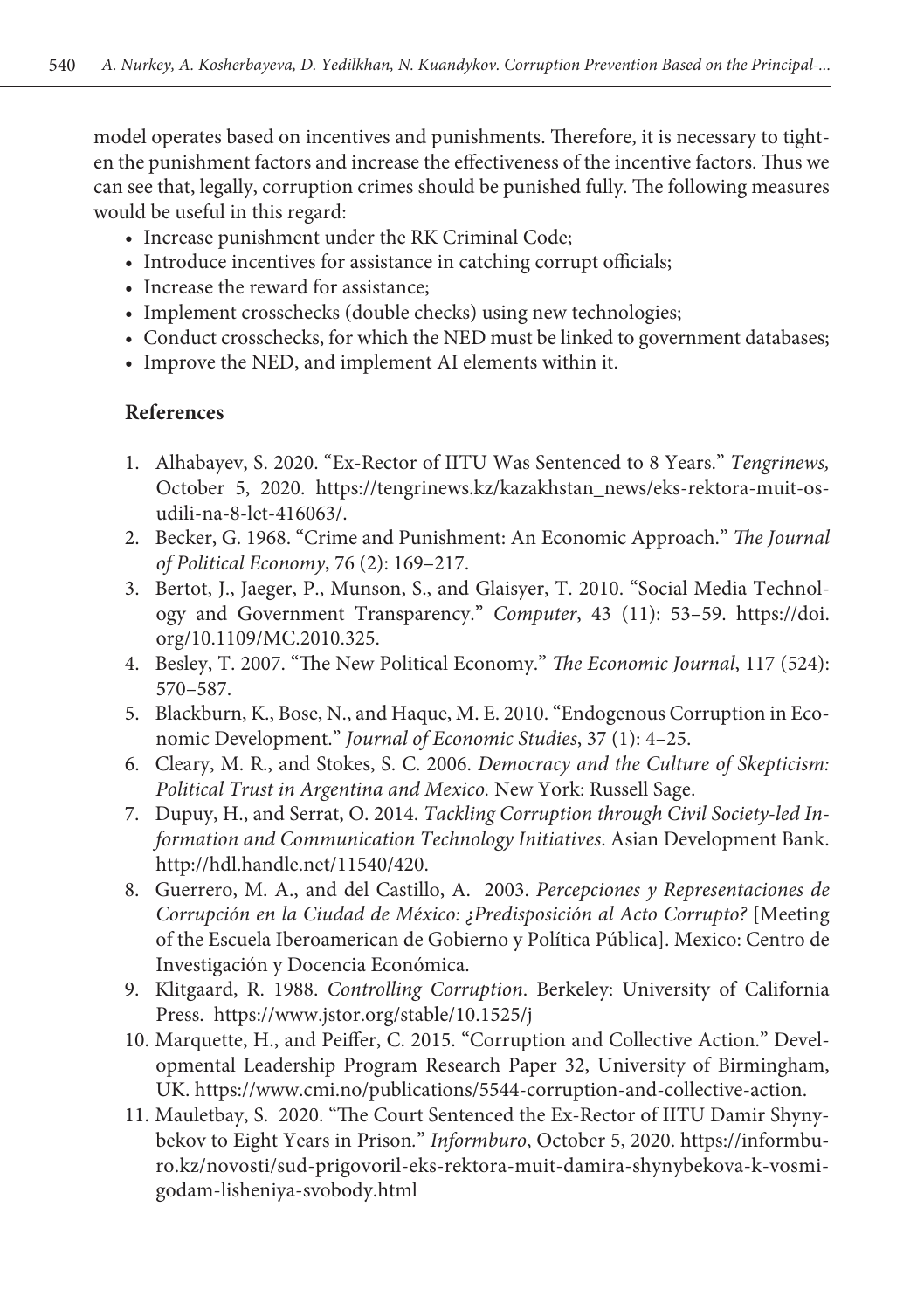model operates based on incentives and punishments. Therefore, it is necessary to tighten the punishment factors and increase the effectiveness of the incentive factors. Thus we can see that, legally, corruption crimes should be punished fully. The following measures would be useful in this regard:

- Increase punishment under the RK Criminal Code;
- Introduce incentives for assistance in catching corrupt officials;
- Increase the reward for assistance;
- Implement crosschecks (double checks) using new technologies;
- Conduct crosschecks, for which the NED must be linked to government databases;
- Improve the NED, and implement AI elements within it.

## References

1. Alhabayev, S. 2020. "Ex-Rector of IITU Was Sentenced to 8 Years." *Tengrinews,* October 5, 2020. https://tengrinews.kz/kazakhstan_news/eks-rektora-muit-osudili-na-8-let-416063/.
2. Becker, G. 1968. "Crime and Punishment: An Economic Approach." *The Journal of Political Economy*, 76 (2): 169–217.
3. Bertot, J., Jaeger, P., Munson, S., and Glaisyer, T. 2010. "Social Media Technology and Government Transparency." *Computer*, 43 (11): 53–59. https://doi.org/10.1109/MC.2010.325.
4. Besley, T. 2007. "The New Political Economy." *The Economic Journal*, 117 (524): 570–587.
5. Blackburn, K., Bose, N., and Haque, M. E. 2010. "Endogenous Corruption in Economic Development." *Journal of Economic Studies*, 37 (1): 4–25.
6. Cleary, M. R., and Stokes, S. C. 2006. *Democracy and the Culture of Skepticism: Political Trust in Argentina and Mexico.* New York: Russell Sage.
7. Dupuy, H., and Serrat, O. 2014. *Tackling Corruption through Civil Society-led Information and Communication Technology Initiatives*. Asian Development Bank. http://hdl.handle.net/11540/420.
8. Guerrero, M. A., and del Castillo, A. 2003. *Percepciones y Representaciones de Corrupción en la Ciudad de México: ¿Predisposición al Acto Corrupto?* [Meeting of the Escuela Iberoamerican de Gobierno y Política Pública]. Mexico: Centro de Investigación y Docencia Económica.
9. Klitgaard, R. 1988. *Controlling Corruption*. Berkeley: University of California Press. https://www.jstor.org/stable/10.1525/j
10. Marquette, H., and Peiffer, C. 2015. "Corruption and Collective Action." Developmental Leadership Program Research Paper 32, University of Birmingham, UK. https://www.cmi.no/publications/5544-corruption-and-collective-action.
11. Mauletbay, S. 2020. "The Court Sentenced the Ex-Rector of IITU Damir Shynybekov to Eight Years in Prison." *Informburo*, October 5, 2020. https://informburo.kz/novosti/sud-prigovoril-eks-rektora-muit-damira-shynybekova-k-vosmi-godam-lisheniya-svobody.html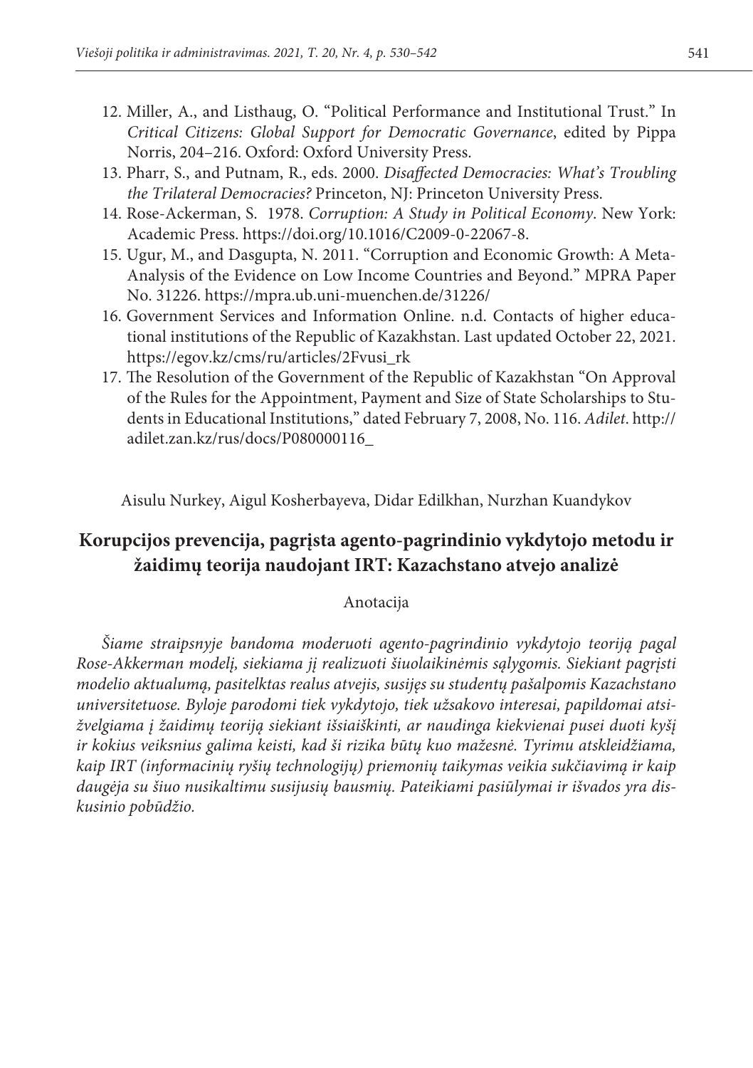12. Miller, A., and Listhaug, O. "Political Performance and Institutional Trust." In *Critical Citizens: Global Support for Democratic Governance*, edited by Pippa Norris, 204–216. Oxford: Oxford University Press.
13. Pharr, S., and Putnam, R., eds. 2000. *Disaffected Democracies: What's Troubling the Trilateral Democracies?* Princeton, NJ: Princeton University Press.
14. Rose-Ackerman, S. 1978. *Corruption: A Study in Political Economy*. New York: Academic Press. https://doi.org/10.1016/C2009-0-22067-8.
15. Ugur, M., and Dasgupta, N. 2011. "Corruption and Economic Growth: A Meta-Analysis of the Evidence on Low Income Countries and Beyond." MPRA Paper No. 31226. https://mpra.ub.uni-muenchen.de/31226/
16. Government Services and Information Online. n.d. Contacts of higher educational institutions of the Republic of Kazakhstan. Last updated October 22, 2021. https://egov.kz/cms/ru/articles/2Fvusi_rk
17. The Resolution of the Government of the Republic of Kazakhstan "On Approval of the Rules for the Appointment, Payment and Size of State Scholarships to Students in Educational Institutions," dated February 7, 2008, No. 116. *Adilet*. http://adilet.zan.kz/rus/docs/P080000116_

Aisulu Nurkey, Aigul Kosherbayeva, Didar Edilkhan, Nurzhan Kuandykov

## Korupcijos prevencija, pagrįsta agento-pagrindinio vykdytojo metodu ir žaidimų teorija naudojant IRT: Kazachstano atvejo analizė

Anotacija

*Šiame straipsnyje bandoma moderuoti agento-pagrindinio vykdytojo teoriją pagal Rose-Akkerman modelį, siekiama jį realizuoti šiuolaikinėmis sąlygomis. Siekiant pagrįsti modelio aktualumą, pasitelktas realus atvejis, susijęs su studentų pašalpomis Kazachstano universitetuose. Byloje parodomi tiek vykdytojo, tiek užsakovo interesai, papildomai atsižvelgiama į žaidimų teoriją siekiant išsiaiškinti, ar naudinga kiekvienai pusei duoti kyšį ir kokius veiksnius galima keisti, kad ši rizika būtų kuo mažesnė. Tyrimu atskleidžiama, kaip IRT (informacinių ryšių technologijų) priemonių taikymas veikia sukčiavimą ir kaip daugėja su šiuo nusikaltimu susijusių bausmių. Pateikiami pasiūlymai ir išvados yra diskusinio pobūdžio.*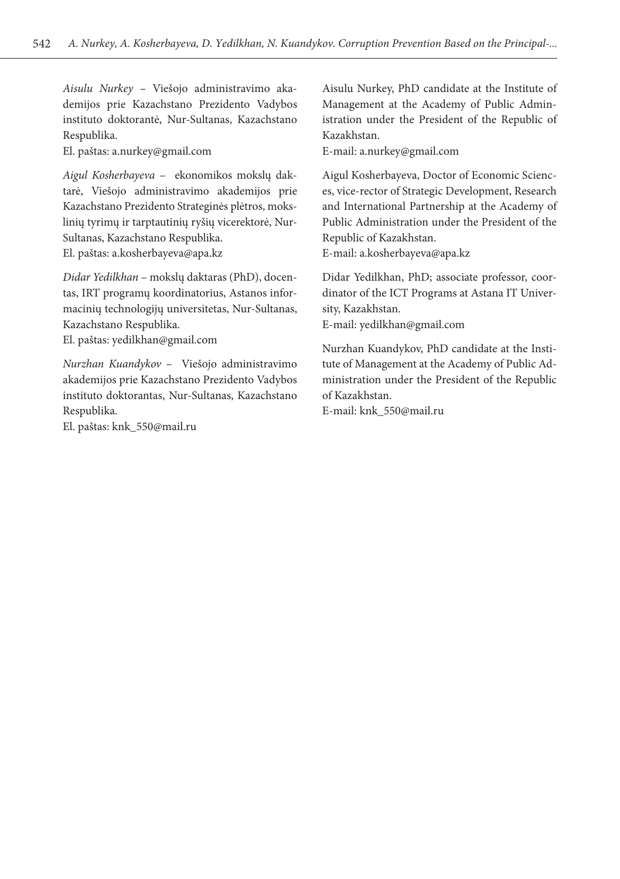*Aisulu Nurkey* – Viešojo administravimo akademijos prie Kazachstano Prezidento Vadybos instituto doktorantė, Nur-Sultanas, Kazachstano Respublika.
El. paštas: a.nurkey@gmail.com

*Aigul Kosherbayeva* – ekonomikos mokslų daktarė, Viešojo administravimo akademijos prie Kazachstano Prezidento Strateginės plėtros, mokslinių tyrimų ir tarptautinių ryšių vicerektorė, Nur-Sultanas, Kazachstano Respublika.
El. paštas: a.kosherbayeva@apa.kz

*Didar Yedilkhan* – mokslų daktaras (PhD), docentas, IRT programų koordinatorius, Astanos informacinių technologijų universitetas, Nur-Sultanas, Kazachstano Respublika.
El. paštas: yedilkhan@gmail.com

*Nurzhan Kuandykov* – Viešojo administravimo akademijos prie Kazachstano Prezidento Vadybos instituto doktorantas, Nur-Sultanas, Kazachstano Respublika.
El. paštas: knk_550@mail.ru

Aisulu Nurkey, PhD candidate at the Institute of Management at the Academy of Public Administration under the President of the Republic of Kazakhstan.
E-mail: a.nurkey@gmail.com

Aigul Kosherbayeva, Doctor of Economic Sciences, vice-rector of Strategic Development, Research and International Partnership at the Academy of Public Administration under the President of the Republic of Kazakhstan.
E-mail: a.kosherbayeva@apa.kz

Didar Yedilkhan, PhD; associate professor, coordinator of the ICT Programs at Astana IT University, Kazakhstan.
E-mail: yedilkhan@gmail.com

Nurzhan Kuandykov, PhD candidate at the Institute of Management at the Academy of Public Administration under the President of the Republic of Kazakhstan.
E-mail: knk_550@mail.ru